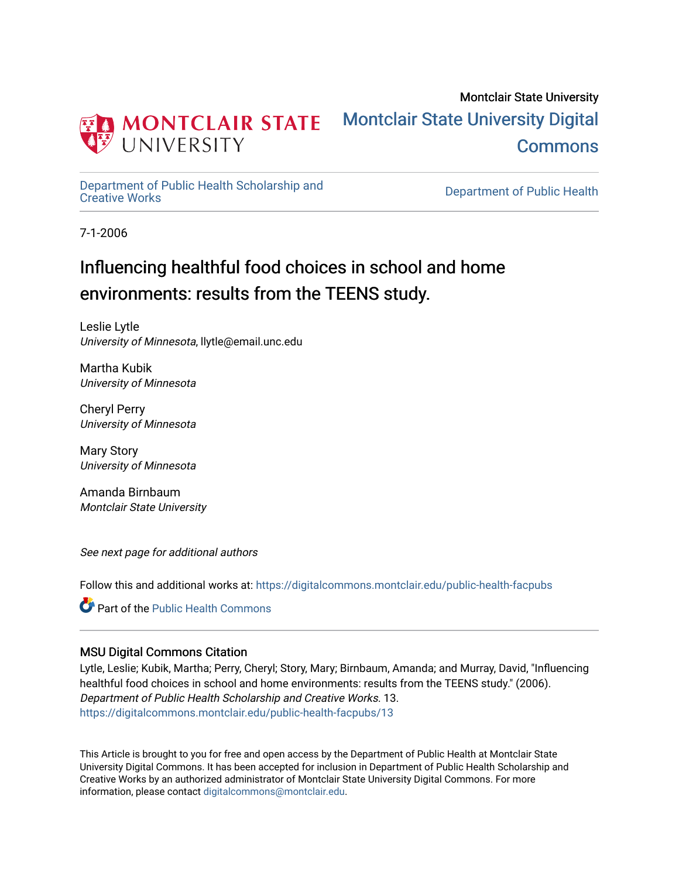Montclair State University

# Montclair State University Digital Commons

Department of Public Health Scholarship and Creative Works | Department of Public Health

7-1-2006

## Influencing healthful food choices in school and home environments: results from the TEENS study.

Leslie Lytle
*University of Minnesota*, llytle@email.unc.edu

Martha Kubik
*University of Minnesota*

Cheryl Perry
*University of Minnesota*

Mary Story
*University of Minnesota*

Amanda Birnbaum
*Montclair State University*

*See next page for additional authors*

Follow this and additional works at: https://digitalcommons.montclair.edu/public-health-facpubs

Part of the Public Health Commons

### MSU Digital Commons Citation

Lytle, Leslie; Kubik, Martha; Perry, Cheryl; Story, Mary; Birnbaum, Amanda; and Murray, David, "Influencing healthful food choices in school and home environments: results from the TEENS study." (2006). *Department of Public Health Scholarship and Creative Works*. 13.
https://digitalcommons.montclair.edu/public-health-facpubs/13

This Article is brought to you for free and open access by the Department of Public Health at Montclair State University Digital Commons. It has been accepted for inclusion in Department of Public Health Scholarship and Creative Works by an authorized administrator of Montclair State University Digital Commons. For more information, please contact digitalcommons@montclair.edu.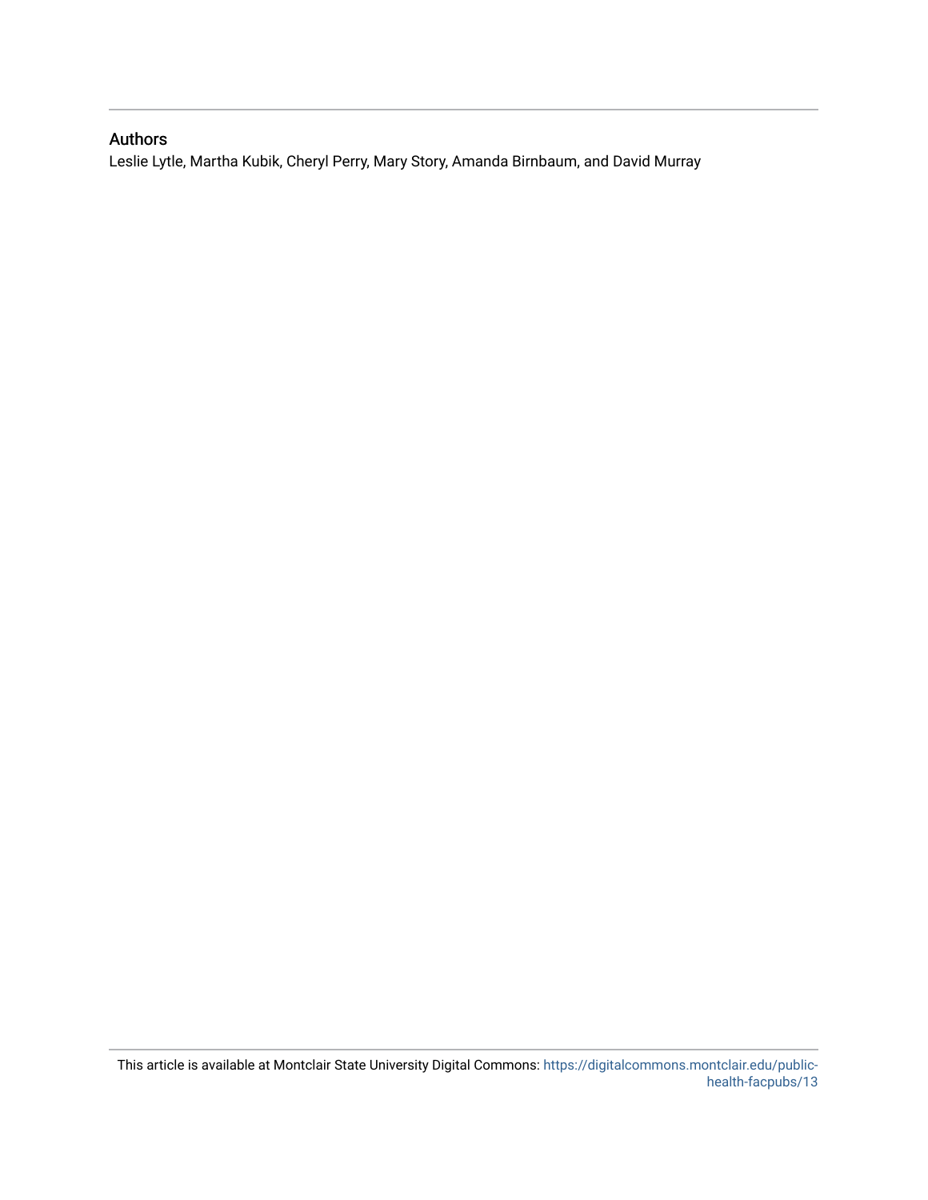## Authors

Leslie Lytle, Martha Kubik, Cheryl Perry, Mary Story, Amanda Birnbaum, and David Murray

This article is available at Montclair State University Digital Commons: https://digitalcommons.montclair.edu/public-health-facpubs/13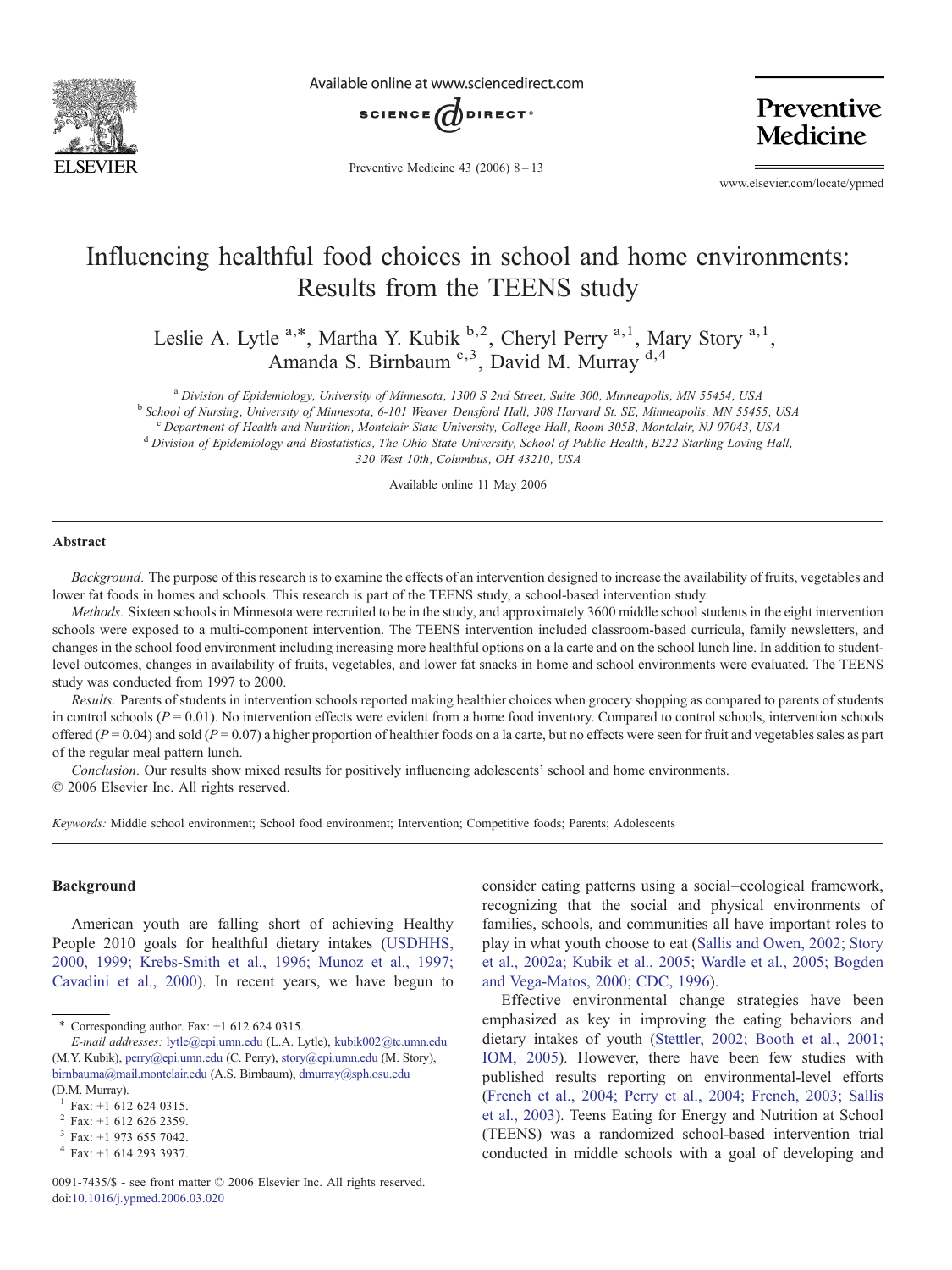# Influencing healthful food choices in school and home environments: Results from the TEENS study

Leslie A. Lytle [a,*], Martha Y. Kubik [b,2], Cheryl Perry [a,1], Mary Story [a,1], Amanda S. Birnbaum [c,3], David M. Murray [d,4]

[a] Division of Epidemiology, University of Minnesota, 1300 S 2nd Street, Suite 300, Minneapolis, MN 55454, USA

[b] School of Nursing, University of Minnesota, 6-101 Weaver Densford Hall, 308 Harvard St. SE, Minneapolis, MN 55455, USA

[c] Department of Health and Nutrition, Montclair State University, College Hall, Room 305B, Montclair, NJ 07043, USA

[d] Division of Epidemiology and Biostatistics, The Ohio State University, School of Public Health, B222 Starling Loving Hall, 320 West 10th, Columbus, OH 43210, USA

Available online 11 May 2006

## Abstract

*Background.* The purpose of this research is to examine the effects of an intervention designed to increase the availability of fruits, vegetables and lower fat foods in homes and schools. This research is part of the TEENS study, a school-based intervention study.

*Methods.* Sixteen schools in Minnesota were recruited to be in the study, and approximately 3600 middle school students in the eight intervention schools were exposed to a multi-component intervention. The TEENS intervention included classroom-based curricula, family newsletters, and changes in the school food environment including increasing more healthful options on a la carte and on the school lunch line. In addition to student-level outcomes, changes in availability of fruits, vegetables, and lower fat snacks in home and school environments were evaluated. The TEENS study was conducted from 1997 to 2000.

*Results.* Parents of students in intervention schools reported making healthier choices when grocery shopping as compared to parents of students in control schools ($P = 0.01$). No intervention effects were evident from a home food inventory. Compared to control schools, intervention schools offered ($P = 0.04$) and sold ($P = 0.07$) a higher proportion of healthier foods on a la carte, but no effects were seen for fruit and vegetables sales as part of the regular meal pattern lunch.

*Conclusion.* Our results show mixed results for positively influencing adolescents' school and home environments.

© 2006 Elsevier Inc. All rights reserved.

*Keywords:* Middle school environment; School food environment; Intervention; Competitive foods; Parents; Adolescents

## Background

American youth are falling short of achieving Healthy People 2010 goals for healthful dietary intakes (USDHHS, 2000, 1999; Krebs-Smith et al., 1996; Munoz et al., 1997; Cavadini et al., 2000). In recent years, we have begun to consider eating patterns using a social–ecological framework, recognizing that the social and physical environments of families, schools, and communities all have important roles to play in what youth choose to eat (Sallis and Owen, 2002; Story et al., 2002a; Kubik et al., 2005; Wardle et al., 2005; Bogden and Vega-Matos, 2000; CDC, 1996).

Effective environmental change strategies have been emphasized as key in improving the eating behaviors and dietary intakes of youth (Stettler, 2002; Booth et al., 2001; IOM, 2005). However, there have been few studies with published results reporting on environmental-level efforts (French et al., 2004; Perry et al., 2004; French, 2003; Sallis et al., 2003). Teens Eating for Energy and Nutrition at School (TEENS) was a randomized school-based intervention trial conducted in middle schools with a goal of developing and

\* Corresponding author. Fax: +1 612 624 0315.
*E-mail addresses:* lytle@epi.umn.edu (L.A. Lytle), kubik002@tc.umn.edu (M.Y. Kubik), perry@epi.umn.edu (C. Perry), story@epi.umn.edu (M. Story), birnbauma@mail.montclair.edu (A.S. Birnbaum), dmurray@sph.osu.edu (D.M. Murray).

[1] Fax: +1 612 624 0315.
[2] Fax: +1 612 626 2359.
[3] Fax: +1 973 655 7042.
[4] Fax: +1 614 293 3937.

0091-7435/$ - see front matter © 2006 Elsevier Inc. All rights reserved.
doi:10.1016/j.ypmed.2006.03.020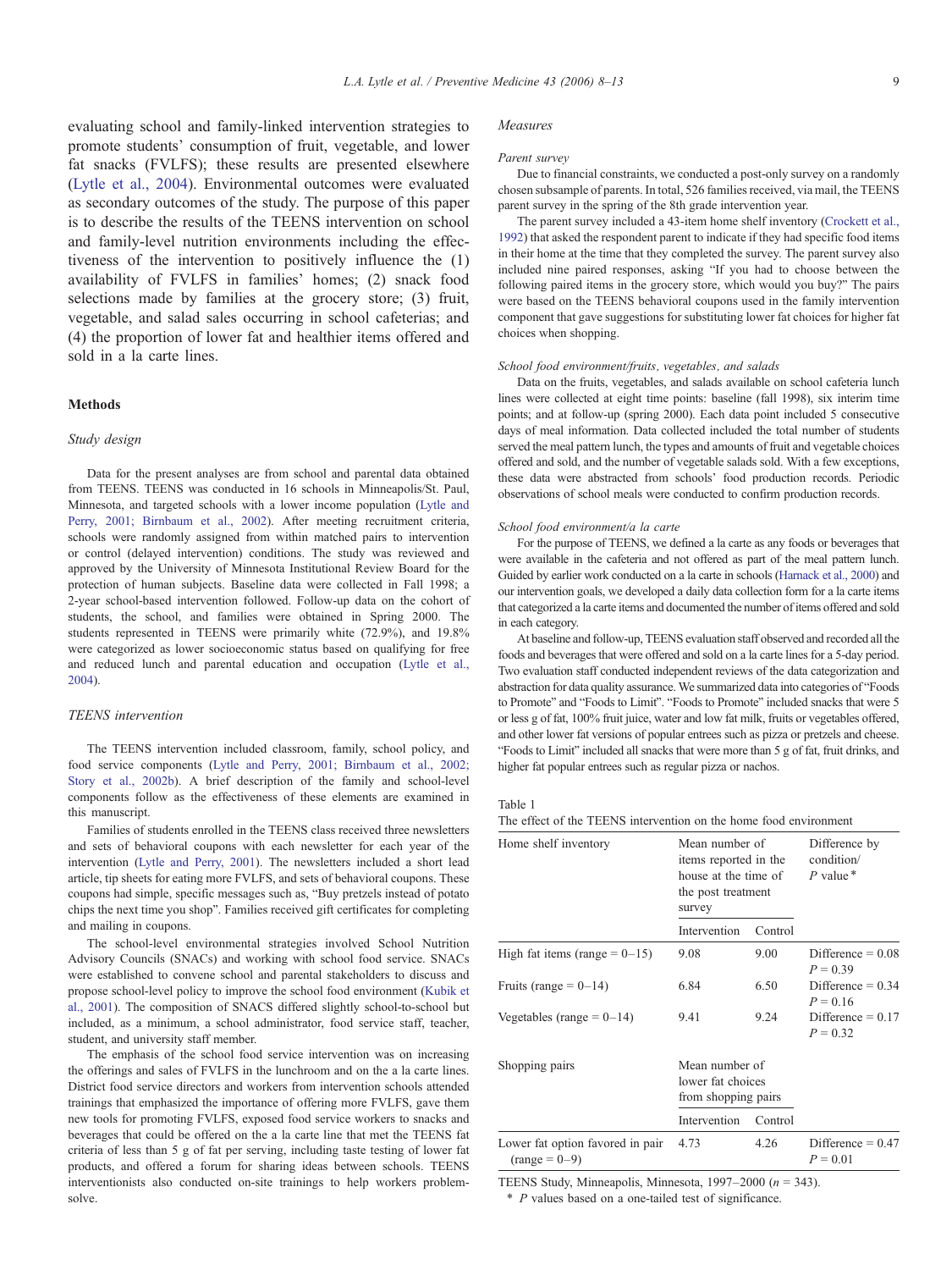evaluating school and family-linked intervention strategies to promote students' consumption of fruit, vegetable, and lower fat snacks (FVLFS); these results are presented elsewhere (Lytle et al., 2004). Environmental outcomes were evaluated as secondary outcomes of the study. The purpose of this paper is to describe the results of the TEENS intervention on school and family-level nutrition environments including the effectiveness of the intervention to positively influence the (1) availability of FVLFS in families' homes; (2) snack food selections made by families at the grocery store; (3) fruit, vegetable, and salad sales occurring in school cafeterias; and (4) the proportion of lower fat and healthier items offered and sold in a la carte lines.

## Methods

### Study design

Data for the present analyses are from school and parental data obtained from TEENS. TEENS was conducted in 16 schools in Minneapolis/St. Paul, Minnesota, and targeted schools with a lower income population (Lytle and Perry, 2001; Birnbaum et al., 2002). After meeting recruitment criteria, schools were randomly assigned from within matched pairs to intervention or control (delayed intervention) conditions. The study was reviewed and approved by the University of Minnesota Institutional Review Board for the protection of human subjects. Baseline data were collected in Fall 1998; a 2-year school-based intervention followed. Follow-up data on the cohort of students, the school, and families were obtained in Spring 2000. The students represented in TEENS were primarily white (72.9%), and 19.8% were categorized as lower socioeconomic status based on qualifying for free and reduced lunch and parental education and occupation (Lytle et al., 2004).

### TEENS intervention

The TEENS intervention included classroom, family, school policy, and food service components (Lytle and Perry, 2001; Birnbaum et al., 2002; Story et al., 2002b). A brief description of the family and school-level components follow as the effectiveness of these elements are examined in this manuscript.

Families of students enrolled in the TEENS class received three newsletters and sets of behavioral coupons with each newsletter for each year of the intervention (Lytle and Perry, 2001). The newsletters included a short lead article, tip sheets for eating more FVLFS, and sets of behavioral coupons. These coupons had simple, specific messages such as, "Buy pretzels instead of potato chips the next time you shop". Families received gift certificates for completing and mailing in coupons.

The school-level environmental strategies involved School Nutrition Advisory Councils (SNACs) and working with school food service. SNACs were established to convene school and parental stakeholders to discuss and propose school-level policy to improve the school food environment (Kubik et al., 2001). The composition of SNACS differed slightly school-to-school but included, as a minimum, a school administrator, food service staff, teacher, student, and university staff member.

The emphasis of the school food service intervention was on increasing the offerings and sales of FVLFS in the lunchroom and on the a la carte lines. District food service directors and workers from intervention schools attended trainings that emphasized the importance of offering more FVLFS, gave them new tools for promoting FVLFS, exposed food service workers to snacks and beverages that could be offered on the a la carte line that met the TEENS fat criteria of less than 5 g of fat per serving, including taste testing of lower fat products, and offered a forum for sharing ideas between schools. TEENS interventionists also conducted on-site trainings to help workers problem-solve.

### Measures

#### Parent survey

Due to financial constraints, we conducted a post-only survey on a randomly chosen subsample of parents. In total, 526 families received, via mail, the TEENS parent survey in the spring of the 8th grade intervention year.

The parent survey included a 43-item home shelf inventory (Crockett et al., 1992) that asked the respondent parent to indicate if they had specific food items in their home at the time that they completed the survey. The parent survey also included nine paired responses, asking "If you had to choose between the following paired items in the grocery store, which would you buy?" The pairs were based on the TEENS behavioral coupons used in the family intervention component that gave suggestions for substituting lower fat choices for higher fat choices when shopping.

#### School food environment/fruits, vegetables, and salads

Data on the fruits, vegetables, and salads available on school cafeteria lunch lines were collected at eight time points: baseline (fall 1998), six interim time points; and at follow-up (spring 2000). Each data point included 5 consecutive days of meal information. Data collected included the total number of students served the meal pattern lunch, the types and amounts of fruit and vegetable choices offered and sold, and the number of vegetable salads sold. With a few exceptions, these data were abstracted from schools' food production records. Periodic observations of school meals were conducted to confirm production records.

#### School food environment/a la carte

For the purpose of TEENS, we defined a la carte as any foods or beverages that were available in the cafeteria and not offered as part of the meal pattern lunch. Guided by earlier work conducted on a la carte in schools (Harnack et al., 2000) and our intervention goals, we developed a daily data collection form for a la carte items that categorized a la carte items and documented the number of items offered and sold in each category.

At baseline and follow-up, TEENS evaluation staff observed and recorded all the foods and beverages that were offered and sold on a la carte lines for a 5-day period. Two evaluation staff conducted independent reviews of the data categorization and abstraction for data quality assurance. We summarized data into categories of "Foods to Promote" and "Foods to Limit". "Foods to Promote" included snacks that were 5 or less g of fat, 100% fruit juice, water and low fat milk, fruits or vegetables offered, and other lower fat versions of popular entrees such as pizza or pretzels and cheese. "Foods to Limit" included all snacks that were more than 5 g of fat, fruit drinks, and higher fat popular entrees such as regular pizza or nachos.

Table 1
The effect of the TEENS intervention on the home food environment

| Home shelf inventory | Mean number of items reported in the house at the time of the post treatment survey | | Difference by condition/ $P$ value * |
|---|---|---|---|
| | Intervention | Control | |
| High fat items (range = 0–15) | 9.08 | 9.00 | Difference = 0.08 $P = 0.39$ |
| Fruits (range = 0–14) | 6.84 | 6.50 | Difference = 0.34 $P = 0.16$ |
| Vegetables (range = 0–14) | 9.41 | 9.24 | Difference = 0.17 $P = 0.32$ |
| **Shopping pairs** | Mean number of lower fat choices from shopping pairs | | |
| | Intervention | Control | |
| Lower fat option favored in pair (range = 0–9) | 4.73 | 4.26 | Difference = 0.47 $P = 0.01$ |

TEENS Study, Minneapolis, Minnesota, 1997–2000 ($n = 343$).

\* $P$ values based on a one-tailed test of significance.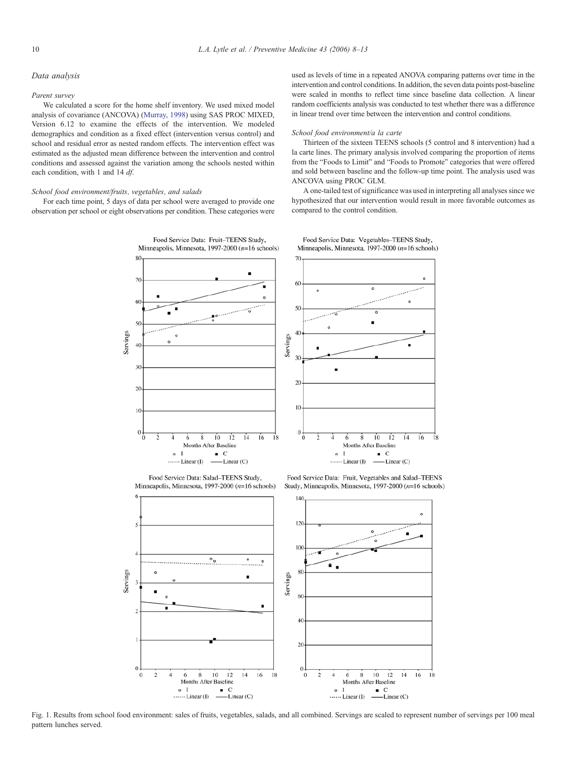## Data analysis

### Parent survey

We calculated a score for the home shelf inventory. We used mixed model analysis of covariance (ANCOVA) (Murray, 1998) using SAS PROC MIXED, Version 6.12 to examine the effects of the intervention. We modeled demographics and condition as a fixed effect (intervention versus control) and school and residual error as nested random effects. The intervention effect was estimated as the adjusted mean difference between the intervention and control conditions and assessed against the variation among the schools nested within each condition, with 1 and 14 *df*.

### School food environment/fruits, vegetables, and salads

For each time point, 5 days of data per school were averaged to provide one observation per school or eight observations per condition. These categories were used as levels of time in a repeated ANOVA comparing patterns over time in the intervention and control conditions. In addition, the seven data points post-baseline were scaled in months to reflect time since baseline data collection. A linear random coefficients analysis was conducted to test whether there was a difference in linear trend over time between the intervention and control conditions.

### School food environment/a la carte

Thirteen of the sixteen TEENS schools (5 control and 8 intervention) had a la carte lines. The primary analysis involved comparing the proportion of items from the "Foods to Limit" and "Foods to Promote" categories that were offered and sold between baseline and the follow-up time point. The analysis used was ANCOVA using PROC GLM.

A one-tailed test of significance was used in interpreting all analyses since we hypothesized that our intervention would result in more favorable outcomes as compared to the control condition.

Fig. 1. Results from school food environment: sales of fruits, vegetables, salads, and all combined. Servings are scaled to represent number of servings per 100 meal pattern lunches served.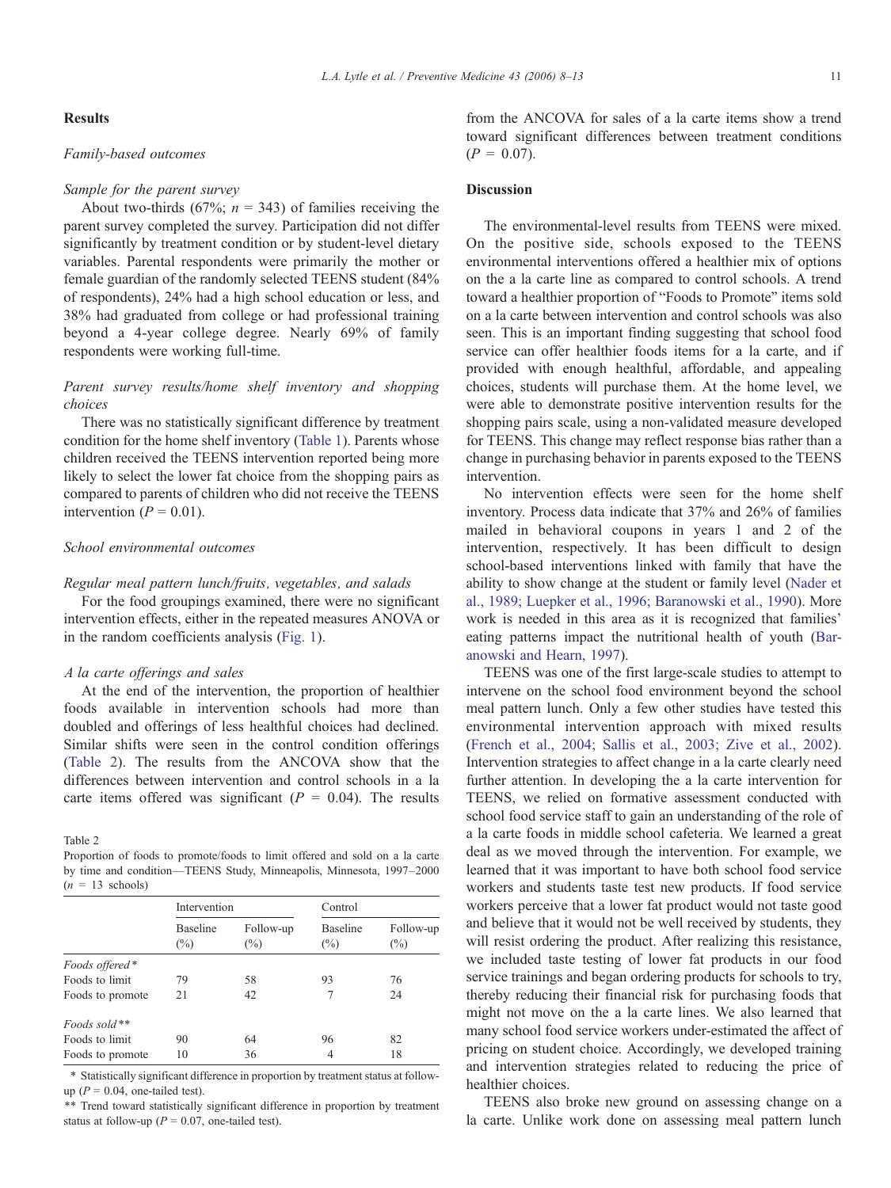## Results

### Family-based outcomes

#### Sample for the parent survey

About two-thirds (67%; $n$ = 343) of families receiving the parent survey completed the survey. Participation did not differ significantly by treatment condition or by student-level dietary variables. Parental respondents were primarily the mother or female guardian of the randomly selected TEENS student (84% of respondents), 24% had a high school education or less, and 38% had graduated from college or had professional training beyond a 4-year college degree. Nearly 69% of family respondents were working full-time.

#### Parent survey results/home shelf inventory and shopping choices

There was no statistically significant difference by treatment condition for the home shelf inventory (Table 1). Parents whose children received the TEENS intervention reported being more likely to select the lower fat choice from the shopping pairs as compared to parents of children who did not receive the TEENS intervention ($P$ = 0.01).

### School environmental outcomes

#### Regular meal pattern lunch/fruits, vegetables, and salads

For the food groupings examined, there were no significant intervention effects, either in the repeated measures ANOVA or in the random coefficients analysis (Fig. 1).

#### A la carte offerings and sales

At the end of the intervention, the proportion of healthier foods available in intervention schools had more than doubled and offerings of less healthful choices had declined. Similar shifts were seen in the control condition offerings (Table 2). The results from the ANCOVA show that the differences between intervention and control schools in a la carte items offered was significant ($P$ = 0.04). The results from the ANCOVA for sales of a la carte items show a trend toward significant differences between treatment conditions ($P$ = 0.07).

Table 2
Proportion of foods to promote/foods to limit offered and sold on a la carte by time and condition—TEENS Study, Minneapolis, Minnesota, 1997–2000 ($n$ = 13 schools)

| | Intervention | | Control | |
|---|---|---|---|---|
| | Baseline (%) | Follow-up (%) | Baseline (%) | Follow-up (%) |
| *Foods offered\** | | | | |
| Foods to limit | 79 | 58 | 93 | 76 |
| Foods to promote | 21 | 42 | 7 | 24 |
| *Foods sold\*\** | | | | |
| Foods to limit | 90 | 64 | 96 | 82 |
| Foods to promote | 10 | 36 | 4 | 18 |

\* Statistically significant difference in proportion by treatment status at follow-up ($P$ = 0.04, one-tailed test).

\*\* Trend toward statistically significant difference in proportion by treatment status at follow-up ($P$ = 0.07, one-tailed test).

## Discussion

The environmental-level results from TEENS were mixed. On the positive side, schools exposed to the TEENS environmental interventions offered a healthier mix of options on the a la carte line as compared to control schools. A trend toward a healthier proportion of "Foods to Promote" items sold on a la carte between intervention and control schools was also seen. This is an important finding suggesting that school food service can offer healthier foods items for a la carte, and if provided with enough healthful, affordable, and appealing choices, students will purchase them. At the home level, we were able to demonstrate positive intervention results for the shopping pairs scale, using a non-validated measure developed for TEENS. This change may reflect response bias rather than a change in purchasing behavior in parents exposed to the TEENS intervention.

No intervention effects were seen for the home shelf inventory. Process data indicate that 37% and 26% of families mailed in behavioral coupons in years 1 and 2 of the intervention, respectively. It has been difficult to design school-based interventions linked with family that have the ability to show change at the student or family level (Nader et al., 1989; Luepker et al., 1996; Baranowski et al., 1990). More work is needed in this area as it is recognized that families' eating patterns impact the nutritional health of youth (Baranowski and Hearn, 1997).

TEENS was one of the first large-scale studies to attempt to intervene on the school food environment beyond the school meal pattern lunch. Only a few other studies have tested this environmental intervention approach with mixed results (French et al., 2004; Sallis et al., 2003; Zive et al., 2002). Intervention strategies to affect change in a la carte clearly need further attention. In developing the a la carte intervention for TEENS, we relied on formative assessment conducted with school food service staff to gain an understanding of the role of a la carte foods in middle school cafeteria. We learned a great deal as we moved through the intervention. For example, we learned that it was important to have both school food service workers and students taste test new products. If food service workers perceive that a lower fat product would not taste good and believe that it would not be well received by students, they will resist ordering the product. After realizing this resistance, we included taste testing of lower fat products in our food service trainings and began ordering products for schools to try, thereby reducing their financial risk for purchasing foods that might not move on the a la carte lines. We also learned that many school food service workers under-estimated the affect of pricing on student choice. Accordingly, we developed training and intervention strategies related to reducing the price of healthier choices.

TEENS also broke new ground on assessing change on a la carte. Unlike work done on assessing meal pattern lunch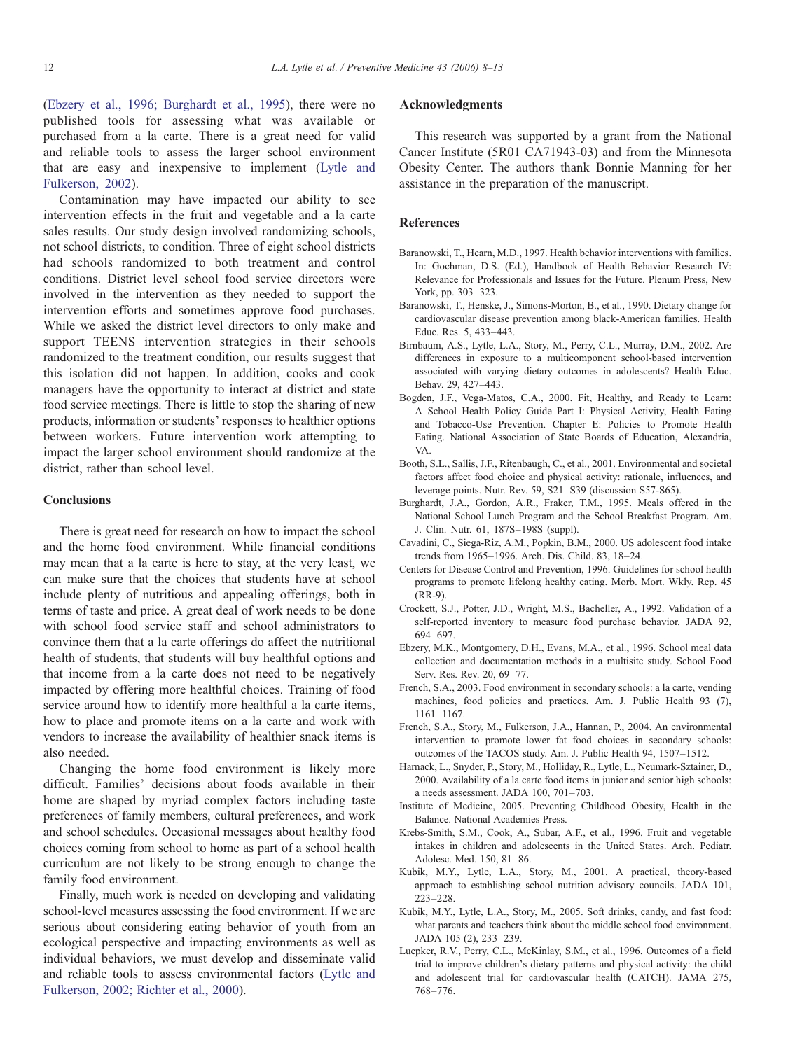(Ebzery et al., 1996; Burghardt et al., 1995), there were no published tools for assessing what was available or purchased from a la carte. There is a great need for valid and reliable tools to assess the larger school environment that are easy and inexpensive to implement (Lytle and Fulkerson, 2002).

Contamination may have impacted our ability to see intervention effects in the fruit and vegetable and a la carte sales results. Our study design involved randomizing schools, not school districts, to condition. Three of eight school districts had schools randomized to both treatment and control conditions. District level school food service directors were involved in the intervention as they needed to support the intervention efforts and sometimes approve food purchases. While we asked the district level directors to only make and support TEENS intervention strategies in their schools randomized to the treatment condition, our results suggest that this isolation did not happen. In addition, cooks and cook managers have the opportunity to interact at district and state food service meetings. There is little to stop the sharing of new products, information or students' responses to healthier options between workers. Future intervention work attempting to impact the larger school environment should randomize at the district, rather than school level.

## Conclusions

There is great need for research on how to impact the school and the home food environment. While financial conditions may mean that a la carte is here to stay, at the very least, we can make sure that the choices that students have at school include plenty of nutritious and appealing offerings, both in terms of taste and price. A great deal of work needs to be done with school food service staff and school administrators to convince them that a la carte offerings do affect the nutritional health of students, that students will buy healthful options and that income from a la carte does not need to be negatively impacted by offering more healthful choices. Training of food service around how to identify more healthful a la carte items, how to place and promote items on a la carte and work with vendors to increase the availability of healthier snack items is also needed.

Changing the home food environment is likely more difficult. Families' decisions about foods available in their home are shaped by myriad complex factors including taste preferences of family members, cultural preferences, and work and school schedules. Occasional messages about healthy food choices coming from school to home as part of a school health curriculum are not likely to be strong enough to change the family food environment.

Finally, much work is needed on developing and validating school-level measures assessing the food environment. If we are serious about considering eating behavior of youth from an ecological perspective and impacting environments as well as individual behaviors, we must develop and disseminate valid and reliable tools to assess environmental factors (Lytle and Fulkerson, 2002; Richter et al., 2000).

## Acknowledgments

This research was supported by a grant from the National Cancer Institute (5R01 CA71943-03) and from the Minnesota Obesity Center. The authors thank Bonnie Manning for her assistance in the preparation of the manuscript.

## References

Baranowski, T., Hearn, M.D., 1997. Health behavior interventions with families. In: Gochman, D.S. (Ed.), Handbook of Health Behavior Research IV: Relevance for Professionals and Issues for the Future. Plenum Press, New York, pp. 303–323.

Baranowski, T., Henske, J., Simons-Morton, B., et al., 1990. Dietary change for cardiovascular disease prevention among black-American families. Health Educ. Res. 5, 433–443.

Birnbaum, A.S., Lytle, L.A., Story, M., Perry, C.L., Murray, D.M., 2002. Are differences in exposure to a multicomponent school-based intervention associated with varying dietary outcomes in adolescents? Health Educ. Behav. 29, 427–443.

Bogden, J.F., Vega-Matos, C.A., 2000. Fit, Healthy, and Ready to Learn: A School Health Policy Guide Part I: Physical Activity, Health Eating and Tobacco-Use Prevention. Chapter E: Policies to Promote Health Eating. National Association of State Boards of Education, Alexandria, VA.

Booth, S.L., Sallis, J.F., Ritenbaugh, C., et al., 2001. Environmental and societal factors affect food choice and physical activity: rationale, influences, and leverage points. Nutr. Rev. 59, S21–S39 (discussion S57-S65).

Burghardt, J.A., Gordon, A.R., Fraker, T.M., 1995. Meals offered in the National School Lunch Program and the School Breakfast Program. Am. J. Clin. Nutr. 61, 187S–198S (suppl).

Cavadini, C., Siega-Riz, A.M., Popkin, B.M., 2000. US adolescent food intake trends from 1965–1996. Arch. Dis. Child. 83, 18–24.

Centers for Disease Control and Prevention, 1996. Guidelines for school health programs to promote lifelong healthy eating. Morb. Mort. Wkly. Rep. 45 (RR-9).

Crockett, S.J., Potter, J.D., Wright, M.S., Bacheller, A., 1992. Validation of a self-reported inventory to measure food purchase behavior. JADA 92, 694–697.

Ebzery, M.K., Montgomery, D.H., Evans, M.A., et al., 1996. School meal data collection and documentation methods in a multisite study. School Food Serv. Res. Rev. 20, 69–77.

French, S.A., 2003. Food environment in secondary schools: a la carte, vending machines, food policies and practices. Am. J. Public Health 93 (7), 1161–1167.

French, S.A., Story, M., Fulkerson, J.A., Hannan, P., 2004. An environmental intervention to promote lower fat food choices in secondary schools: outcomes of the TACOS study. Am. J. Public Health 94, 1507–1512.

Harnack, L., Snyder, P., Story, M., Holliday, R., Lytle, L., Neumark-Sztainer, D., 2000. Availability of a la carte food items in junior and senior high schools: a needs assessment. JADA 100, 701–703.

Institute of Medicine, 2005. Preventing Childhood Obesity, Health in the Balance. National Academies Press.

Krebs-Smith, S.M., Cook, A., Subar, A.F., et al., 1996. Fruit and vegetable intakes in children and adolescents in the United States. Arch. Pediatr. Adolesc. Med. 150, 81–86.

Kubik, M.Y., Lytle, L.A., Story, M., 2001. A practical, theory-based approach to establishing school nutrition advisory councils. JADA 101, 223–228.

Kubik, M.Y., Lytle, L.A., Story, M., 2005. Soft drinks, candy, and fast food: what parents and teachers think about the middle school food environment. JADA 105 (2), 233–239.

Luepker, R.V., Perry, C.L., McKinlay, S.M., et al., 1996. Outcomes of a field trial to improve children's dietary patterns and physical activity: the child and adolescent trial for cardiovascular health (CATCH). JAMA 275, 768–776.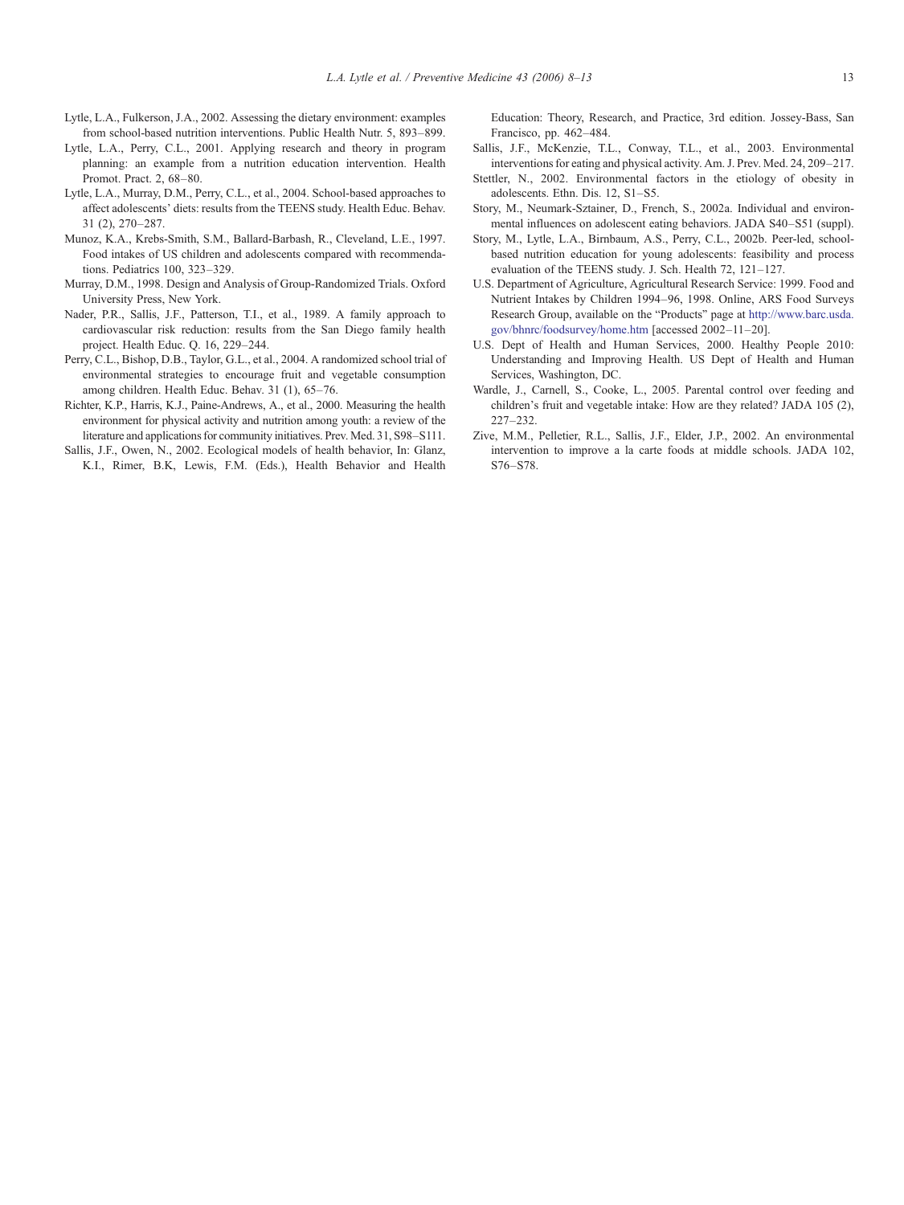Lytle, L.A., Fulkerson, J.A., 2002. Assessing the dietary environment: examples from school-based nutrition interventions. Public Health Nutr. 5, 893–899.

Lytle, L.A., Perry, C.L., 2001. Applying research and theory in program planning: an example from a nutrition education intervention. Health Promot. Pract. 2, 68–80.

Lytle, L.A., Murray, D.M., Perry, C.L., et al., 2004. School-based approaches to affect adolescents' diets: results from the TEENS study. Health Educ. Behav. 31 (2), 270–287.

Munoz, K.A., Krebs-Smith, S.M., Ballard-Barbash, R., Cleveland, L.E., 1997. Food intakes of US children and adolescents compared with recommendations. Pediatrics 100, 323–329.

Murray, D.M., 1998. Design and Analysis of Group-Randomized Trials. Oxford University Press, New York.

Nader, P.R., Sallis, J.F., Patterson, T.I., et al., 1989. A family approach to cardiovascular risk reduction: results from the San Diego family health project. Health Educ. Q. 16, 229–244.

Perry, C.L., Bishop, D.B., Taylor, G.L., et al., 2004. A randomized school trial of environmental strategies to encourage fruit and vegetable consumption among children. Health Educ. Behav. 31 (1), 65–76.

Richter, K.P., Harris, K.J., Paine-Andrews, A., et al., 2000. Measuring the health environment for physical activity and nutrition among youth: a review of the literature and applications for community initiatives. Prev. Med. 31, S98–S111.

Sallis, J.F., Owen, N., 2002. Ecological models of health behavior, In: Glanz, K.I., Rimer, B.K, Lewis, F.M. (Eds.), Health Behavior and Health Education: Theory, Research, and Practice, 3rd edition. Jossey-Bass, San Francisco, pp. 462–484.

Sallis, J.F., McKenzie, T.L., Conway, T.L., et al., 2003. Environmental interventions for eating and physical activity. Am. J. Prev. Med. 24, 209–217.

Stettler, N., 2002. Environmental factors in the etiology of obesity in adolescents. Ethn. Dis. 12, S1–S5.

Story, M., Neumark-Sztainer, D., French, S., 2002a. Individual and environmental influences on adolescent eating behaviors. JADA S40–S51 (suppl).

Story, M., Lytle, L.A., Birnbaum, A.S., Perry, C.L., 2002b. Peer-led, school-based nutrition education for young adolescents: feasibility and process evaluation of the TEENS study. J. Sch. Health 72, 121–127.

U.S. Department of Agriculture, Agricultural Research Service: 1999. Food and Nutrient Intakes by Children 1994–96, 1998. Online, ARS Food Surveys Research Group, available on the "Products" page at http://www.barc.usda.gov/bhnrc/foodsurvey/home.htm [accessed 2002–11–20].

U.S. Dept of Health and Human Services, 2000. Healthy People 2010: Understanding and Improving Health. US Dept of Health and Human Services, Washington, DC.

Wardle, J., Carnell, S., Cooke, L., 2005. Parental control over feeding and children's fruit and vegetable intake: How are they related? JADA 105 (2), 227–232.

Zive, M.M., Pelletier, R.L., Sallis, J.F., Elder, J.P., 2002. An environmental intervention to improve a la carte foods at middle schools. JADA 102, S76–S78.